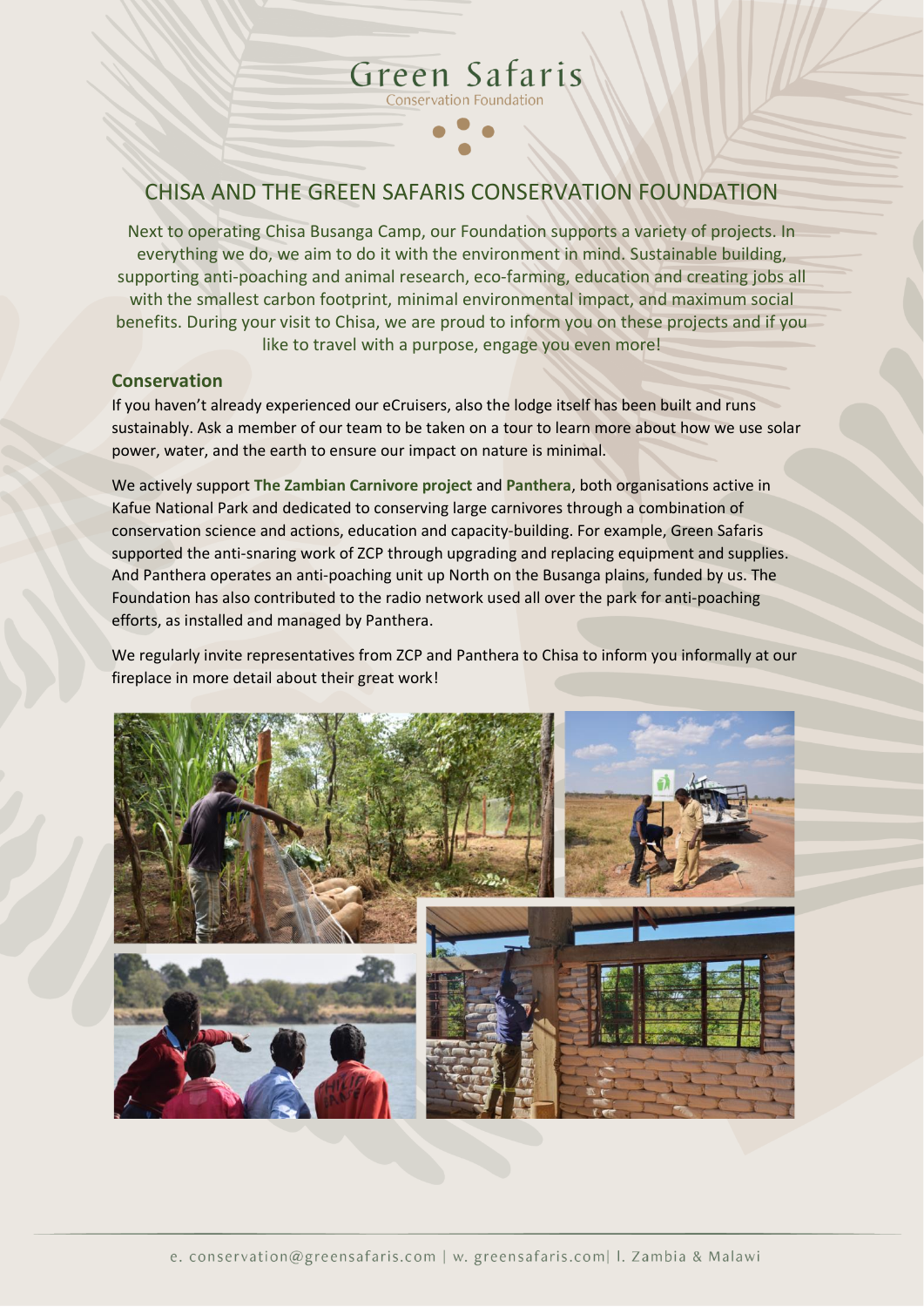Green Safaris

Conservation Foundation

# CHISA AND THE GREEN SAFARIS CONSERVATION FOUNDATION

Next to operating Chisa Busanga Camp, our Foundation supports a variety of projects. In everything we do, we aim to do it with the environment in mind. Sustainable building, supporting anti-poaching and animal research, eco-farming, education and creating jobs all with the smallest carbon footprint, minimal environmental impact, and maximum social benefits. During your visit to Chisa, we are proud to inform you on these projects and if you like to travel with a purpose, engage you even more!

## Conservation

If you haven't already experienced our eCruisers, also the lodge itself has been built and runs sustainably. Ask a member of our team to be taken on a tour to learn more about how we use solar power, water, and the earth to ensure our impact on nature is minimal.

We actively support **The Zambian Carnivore project** and **Panthera**, both organisations active in Kafue National Park and dedicated to conserving large carnivores through a combination of conservation science and actions, education and capacity-building. For example, Green Safaris supported the anti-snaring work of ZCP through upgrading and replacing equipment and supplies. And Panthera operates an anti-poaching unit up North on the Busanga plains, funded by us. The Foundation has also contributed to the radio network used all over the park for anti-poaching efforts, as installed and managed by Panthera.

We regularly invite representatives from ZCP and Panthera to Chisa to inform you informally at our fireplace in more detail about their great work!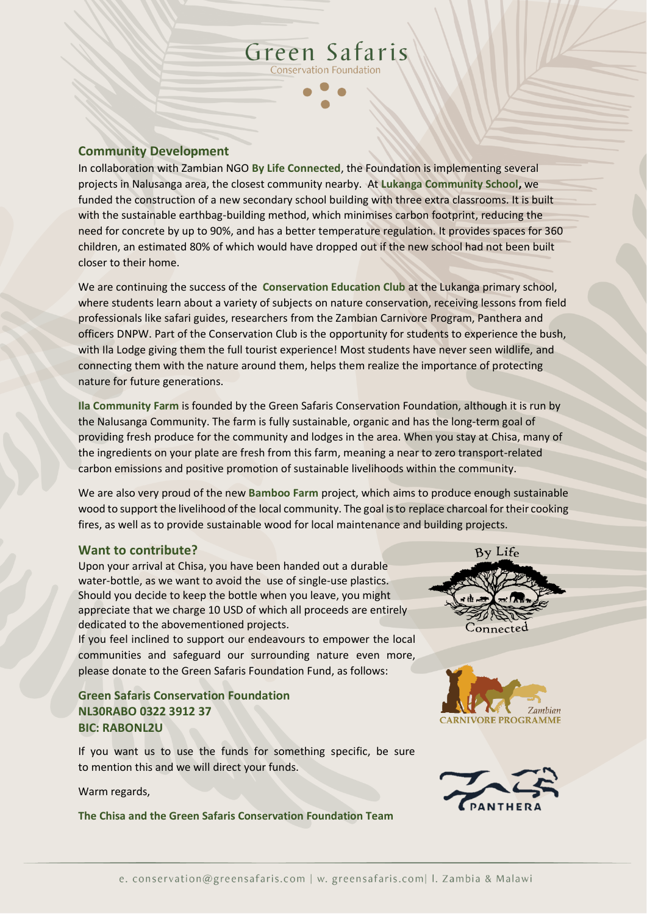## Community Development

In collaboration with Zambian NGO **By Life Connected**, the Foundation is implementing several projects in Nalusanga area, the closest community nearby. At **Lukanga Community School**, we funded the construction of a new secondary school building with three extra classrooms. It is built with the sustainable earthbag-building method, which minimises carbon footprint, reducing the need for concrete by up to 90%, and has a better temperature regulation. It provides spaces for 360 children, an estimated 80% of which would have dropped out if the new school had not been built closer to their home.

We are continuing the success of the **Conservation Education Club** at the Lukanga primary school, where students learn about a variety of subjects on nature conservation, receiving lessons from field professionals like safari guides, researchers from the Zambian Carnivore Program, Panthera and officers DNPW. Part of the Conservation Club is the opportunity for students to experience the bush, with Ila Lodge giving them the full tourist experience! Most students have never seen wildlife, and connecting them with the nature around them, helps them realize the importance of protecting nature for future generations.

**Ila Community Farm** is founded by the Green Safaris Conservation Foundation, although it is run by the Nalusanga Community. The farm is fully sustainable, organic and has the long-term goal of providing fresh produce for the community and lodges in the area. When you stay at Chisa, many of the ingredients on your plate are fresh from this farm, meaning a near to zero transport-related carbon emissions and positive promotion of sustainable livelihoods within the community.

We are also very proud of the new **Bamboo Farm** project, which aims to produce enough sustainable wood to support the livelihood of the local community. The goal is to replace charcoal for their cooking fires, as well as to provide sustainable wood for local maintenance and building projects.

## Want to contribute?

Upon your arrival at Chisa, you have been handed out a durable water-bottle, as we want to avoid the use of single-use plastics. Should you decide to keep the bottle when you leave, you might appreciate that we charge 10 USD of which all proceeds are entirely dedicated to the abovementioned projects.

If you feel inclined to support our endeavours to empower the local communities and safeguard our surrounding nature even more, please donate to the Green Safaris Foundation Fund, as follows:

**Green Safaris Conservation Foundation**
**NL30RABO 0322 3912 37**
**BIC: RABONL2U**

If you want us to use the funds for something specific, be sure to mention this and we will direct your funds.

Warm regards,

**The Chisa and the Green Safaris Conservation Foundation Team**